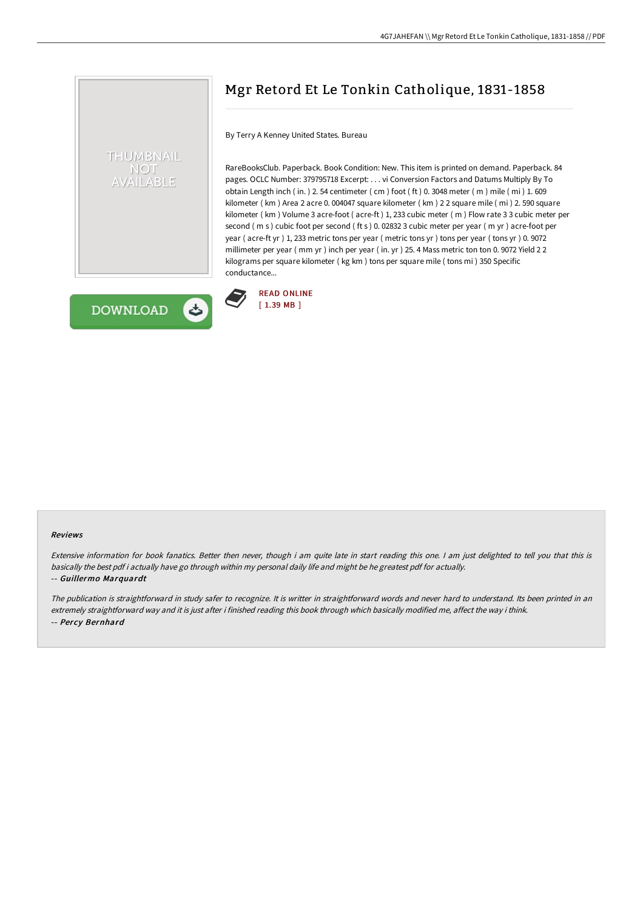# Mgr Retord Et Le Tonkin Catholique, 1831-1858

By Terry A Kenney United States. Bureau

RareBooksClub. Paperback. Book Condition: New. This item is printed on demand. Paperback. 84 pages. OCLC Number: 379795718 Excerpt: . . . vi Conversion Factors and Datums Multiply By To obtain Length inch ( in. ) 2. 54 centimeter ( cm ) foot ( ft ) 0. 3048 meter ( m ) mile ( mi ) 1. 609 kilometer ( km ) Area 2 acre 0. 004047 square kilometer ( km ) 2 2 square mile ( mi ) 2. 590 square kilometer ( km ) Volume 3 acre-foot ( acre-ft ) 1, 233 cubic meter ( m ) Flow rate 3 3 cubic meter per second ( m s ) cubic foot per second ( ft s ) 0. 02832 3 cubic meter per year ( m yr ) acre-foot per year ( acre-ft yr ) 1, 233 metric tons per year ( metric tons yr ) tons per year ( tons yr ) 0. 9072 millimeter per year ( mm yr ) inch per year ( in. yr ) 25. 4 Mass metric ton ton 0. 9072 Yield 2 2 kilograms per square kilometer ( kg km ) tons per square mile ( tons mi ) 350 Specific conductance...

READ ONLINE
[ 1.39 MB ]

### Reviews

*Extensive information for book fanatics. Better then never, though i am quite late in start reading this one. I am just delighted to tell you that this is basically the best pdf i actually have go through within my personal daily life and might be he greatest pdf for actually.*

-- ***Guillermo Marquardt***

*The publication is straightforward in study safer to recognize. It is writter in straightforward words and never hard to understand. Its been printed in an extremely straightforward way and it is just after i finished reading this book through which basically modified me, affect the way i think.*

-- ***Percy Bernhard***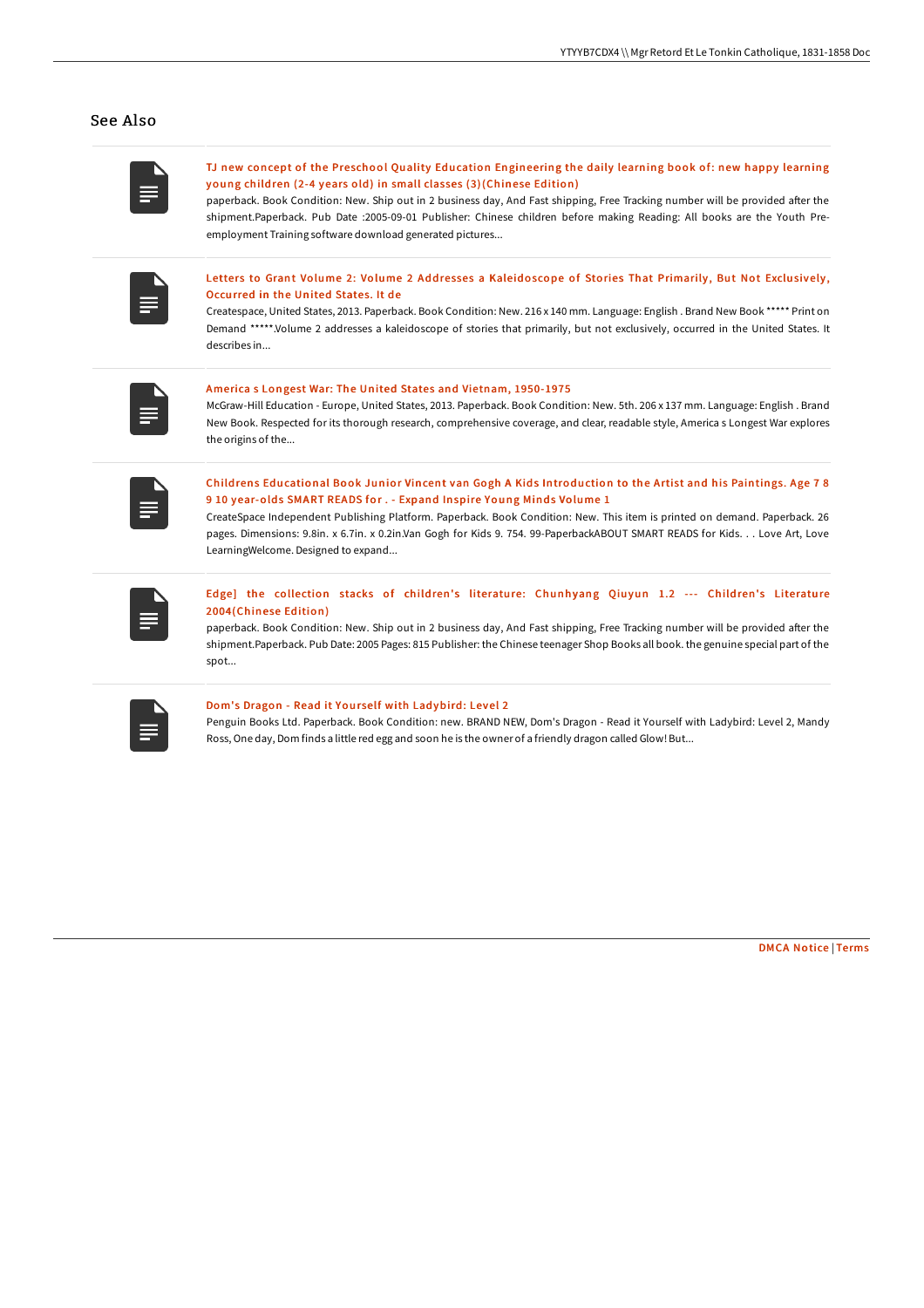## See Also

**TJ new concept of the Preschool Quality Education Engineering the daily learning book of: new happy learning young children (2-4 years old) in small classes (3)(Chinese Edition)**

paperback. Book Condition: New. Ship out in 2 business day, And Fast shipping, Free Tracking number will be provided after the shipment.Paperback. Pub Date :2005-09-01 Publisher: Chinese children before making Reading: All books are the Youth Pre-employment Training software download generated pictures...

**Letters to Grant Volume 2: Volume 2 Addresses a Kaleidoscope of Stories That Primarily, But Not Exclusively, Occurred in the United States. It de**

Createspace, United States, 2013. Paperback. Book Condition: New. 216 x 140 mm. Language: English . Brand New Book ***** Print on Demand *****.Volume 2 addresses a kaleidoscope of stories that primarily, but not exclusively, occurred in the United States. It describes in...

**America s Longest War: The United States and Vietnam, 1950-1975**

McGraw-Hill Education - Europe, United States, 2013. Paperback. Book Condition: New. 5th. 206 x 137 mm. Language: English . Brand New Book. Respected for its thorough research, comprehensive coverage, and clear, readable style, America s Longest War explores the origins of the...

**Childrens Educational Book Junior Vincent van Gogh A Kids Introduction to the Artist and his Paintings. Age 7 8 9 10 year-olds SMART READS for . - Expand Inspire Young Minds Volume 1**

CreateSpace Independent Publishing Platform. Paperback. Book Condition: New. This item is printed on demand. Paperback. 26 pages. Dimensions: 9.8in. x 6.7in. x 0.2in.Van Gogh for Kids 9. 754. 99-PaperbackABOUT SMART READS for Kids. . . Love Art, Love LearningWelcome. Designed to expand...

**Edge] the collection stacks of children's literature: Chunhyang Qiuyun 1.2 --- Children's Literature 2004(Chinese Edition)**

paperback. Book Condition: New. Ship out in 2 business day, And Fast shipping, Free Tracking number will be provided after the shipment.Paperback. Pub Date: 2005 Pages: 815 Publisher: the Chinese teenager Shop Books all book. the genuine special part of the spot...

**Dom's Dragon - Read it Yourself with Ladybird: Level 2**

Penguin Books Ltd. Paperback. Book Condition: new. BRAND NEW, Dom's Dragon - Read it Yourself with Ladybird: Level 2, Mandy Ross, One day, Dom finds a little red egg and soon he is the owner of a friendly dragon called Glow! But...